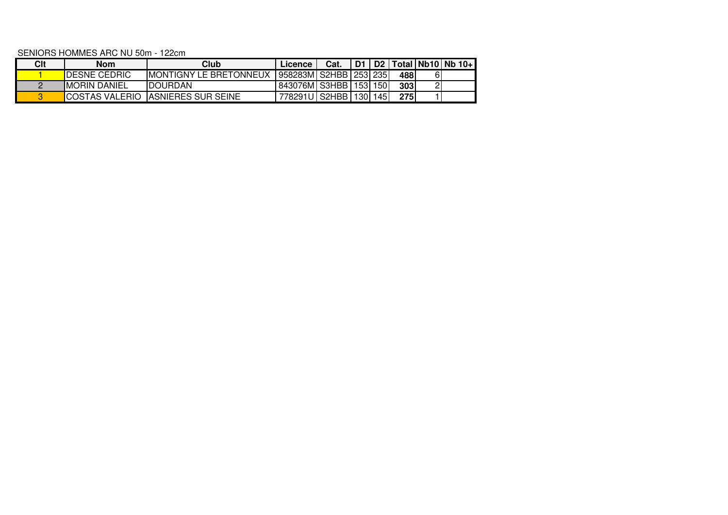SENIORS HOMMES ARC NU 50m - 122cm

| Clt | Nom | Club | Licence | Cat. | D1 | D2 | Total | Nb10 | Nb 10+ |
|---|---|---|---|---|---|---|---|---|---|
| 1 | DESNE CÉDRIC | MONTIGNY LE BRETONNEUX | 958283M | S2HBB | 253 | 235 | **488** | 6 | |
| 2 | MORIN DANIEL | DOURDAN | 843076M | S3HBB | 153 | 150 | **303** | 2 | |
| 3 | COSTAS VALERIO | ASNIERES SUR SEINE | 778291U | S2HBB | 130 | 145 | **275** | 1 | |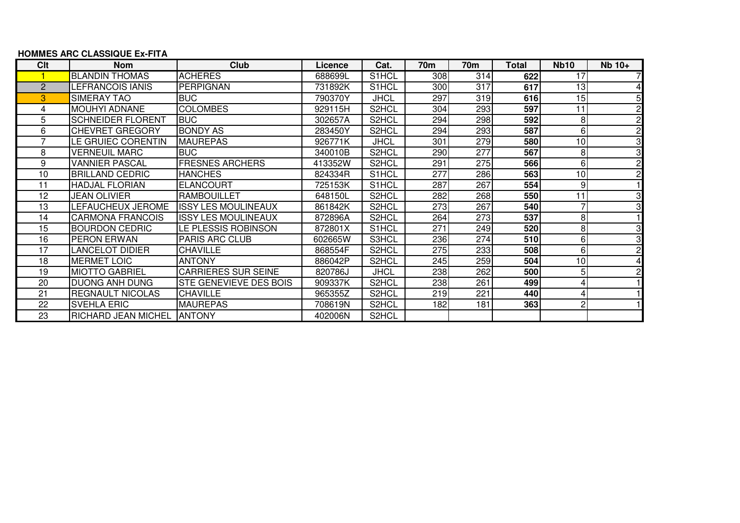**HOMMES ARC CLASSIQUE Ex-FITA**

| Clt | Nom | Club | Licence | Cat. | 70m | 70m | Total | Nb10 | Nb 10+ |
|---|---|---|---|---|---|---|---|---|---|
| 1 | BLANDIN THOMAS | ACHERES | 688699L | S1HCL | 308 | 314 | **622** | 17 | 7 |
| 2 | LEFRANCOIS IANIS | PERPIGNAN | 731892K | S1HCL | 300 | 317 | **617** | 13 | 4 |
| 3 | SIMERAY TAO | BUC | 790370Y | JHCL | 297 | 319 | **616** | 15 | 5 |
| 4 | MOUHYI ADNANE | COLOMBES | 929115H | S2HCL | 304 | 293 | **597** | 11 | 2 |
| 5 | SCHNEIDER FLORENT | BUC | 302657A | S2HCL | 294 | 298 | **592** | 8 | 2 |
| 6 | CHEVRET GREGORY | BONDY AS | 283450Y | S2HCL | 294 | 293 | **587** | 6 | 2 |
| 7 | LE GRUIEC CORENTIN | MAUREPAS | 926771K | JHCL | 301 | 279 | **580** | 10 | 3 |
| 8 | VERNEUIL MARC | BUC | 340010B | S2HCL | 290 | 277 | **567** | 8 | 3 |
| 9 | VANNIER PASCAL | FRESNES ARCHERS | 413352W | S2HCL | 291 | 275 | **566** | 6 | 2 |
| 10 | BRILLAND CEDRIC | HANCHES | 824334R | S1HCL | 277 | 286 | **563** | 10 | 2 |
| 11 | HADJAL FLORIAN | ELANCOURT | 725153K | S1HCL | 287 | 267 | **554** | 9 | 1 |
| 12 | JEAN OLIVIER | RAMBOUILLET | 648150L | S2HCL | 282 | 268 | **550** | 11 | 3 |
| 13 | LEFAUCHEUX JEROME | ISSY LES MOULINEAUX | 861842K | S2HCL | 273 | 267 | **540** | 7 | 3 |
| 14 | CARMONA FRANCOIS | ISSY LES MOULINEAUX | 872896A | S2HCL | 264 | 273 | **537** | 8 | 1 |
| 15 | BOURDON CEDRIC | LE PLESSIS ROBINSON | 872801X | S1HCL | 271 | 249 | **520** | 8 | 3 |
| 16 | PERON ERWAN | PARIS ARC CLUB | 602665W | S3HCL | 236 | 274 | **510** | 6 | 3 |
| 17 | LANCELOT DIDIER | CHAVILLE | 868554F | S2HCL | 275 | 233 | **508** | 6 | 2 |
| 18 | MERMET LOIC | ANTONY | 886042P | S2HCL | 245 | 259 | **504** | 10 | 4 |
| 19 | MIOTTO GABRIEL | CARRIERES SUR SEINE | 820786J | JHCL | 238 | 262 | **500** | 5 | 2 |
| 20 | DUONG ANH DUNG | STE GENEVIEVE DES BOIS | 909337K | S2HCL | 238 | 261 | **499** | 4 | 1 |
| 21 | REGNAULT NICOLAS | CHAVILLE | 965355Z | S2HCL | 219 | 221 | **440** | 4 | 1 |
| 22 | SVEHLA ERIC | MAUREPAS | 708619N | S2HCL | 182 | 181 | **363** | 2 | 1 |
| 23 | RICHARD JEAN MICHEL | ANTONY | 402006N | S2HCL | | | | | |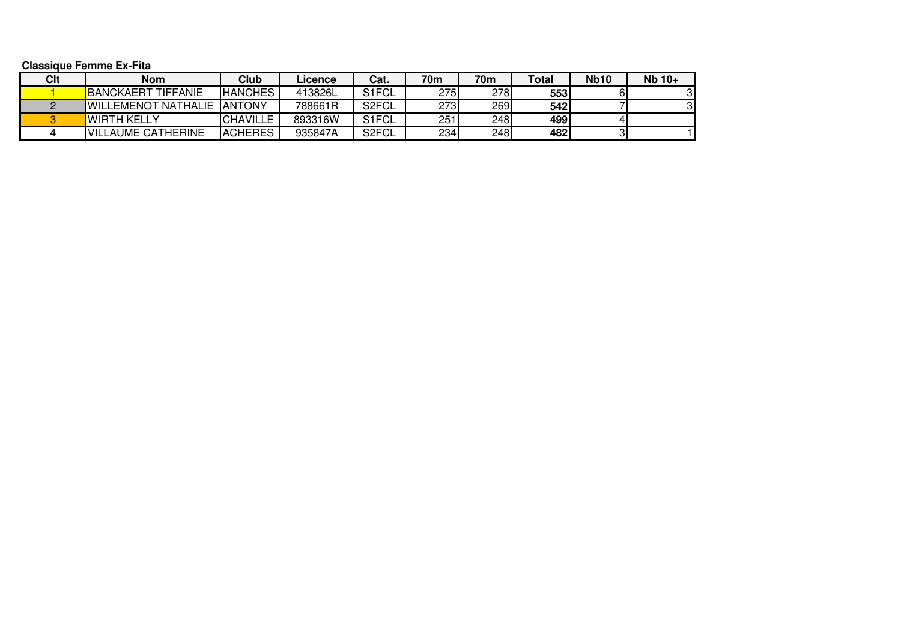**Classique Femme Ex-Fita**

| Clt | Nom | Club | Licence | Cat. | 70m | 70m | Total | Nb10 | Nb 10+ |
|---|---|---|---|---|---|---|---|---|---|
| 1 | BANCKAERT TIFFANIE | HANCHES | 413826L | S1FCL | 275 | 278 | **553** | 6 | 3 |
| 2 | WILLEMENOT NATHALIE | ANTONY | 788661R | S2FCL | 273 | 269 | **542** | 7 | 3 |
| 3 | WIRTH KELLY | CHAVILLE | 893316W | S1FCL | 251 | 248 | **499** | 4 | |
| 4 | VILLAUME CATHERINE | ACHERES | 935847A | S2FCL | 234 | 248 | **482** | 3 | 1 |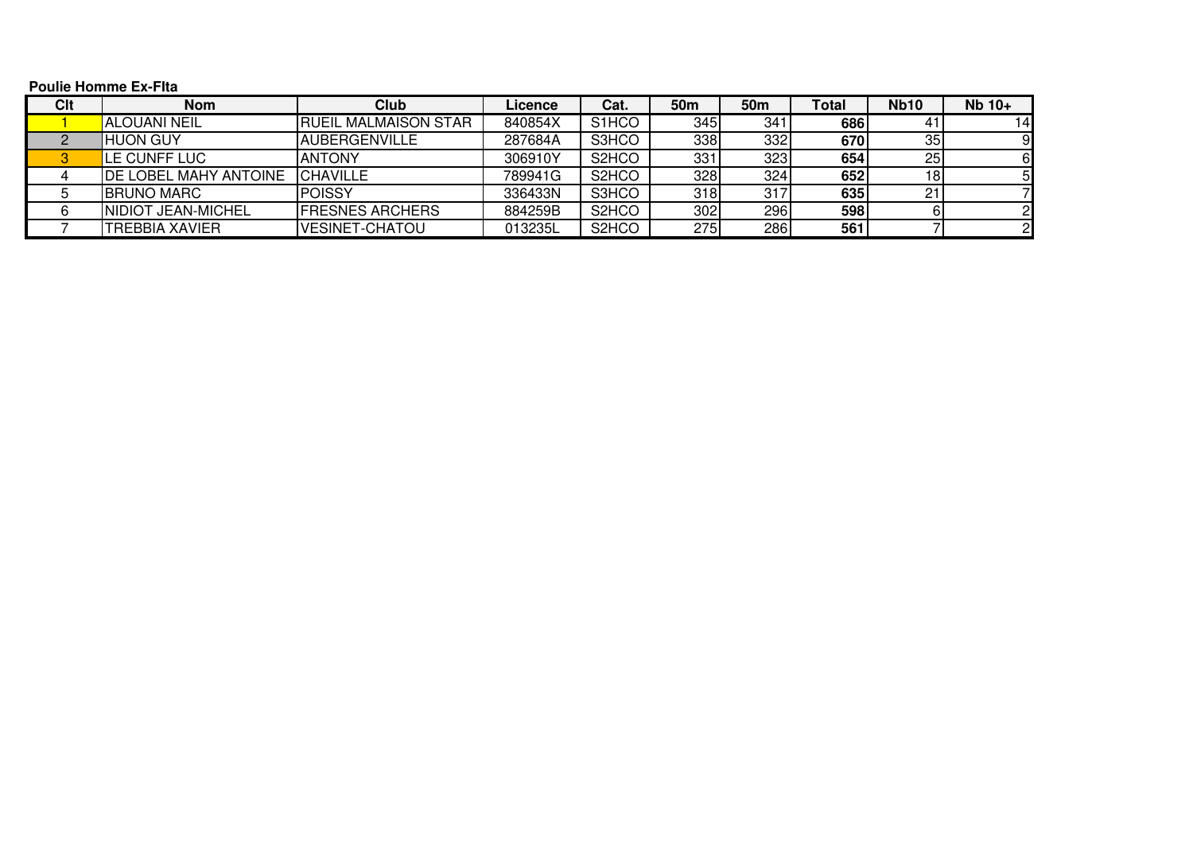**Poulie Homme Ex-Flta**

| Clt | Nom | Club | Licence | Cat. | 50m | 50m | Total | Nb10 | Nb 10+ |
|---|---|---|---|---|---|---|---|---|---|
| 1 | ALOUANI NEIL | RUEIL MALMAISON STAR | 840854X | S1HCO | 345 | 341 | **686** | 41 | 14 |
| 2 | HUON GUY | AUBERGENVILLE | 287684A | S3HCO | 338 | 332 | **670** | 35 | 9 |
| 3 | LE CUNFF LUC | ANTONY | 306910Y | S2HCO | 331 | 323 | **654** | 25 | 6 |
| 4 | DE LOBEL MAHY ANTOINE | CHAVILLE | 789941G | S2HCO | 328 | 324 | **652** | 18 | 5 |
| 5 | BRUNO MARC | POISSY | 336433N | S3HCO | 318 | 317 | **635** | 21 | 7 |
| 6 | NIDIOT JEAN-MICHEL | FRESNES ARCHERS | 884259B | S2HCO | 302 | 296 | **598** | 6 | 2 |
| 7 | TREBBIA XAVIER | VESINET-CHATOU | 013235L | S2HCO | 275 | 286 | **561** | 7 | 2 |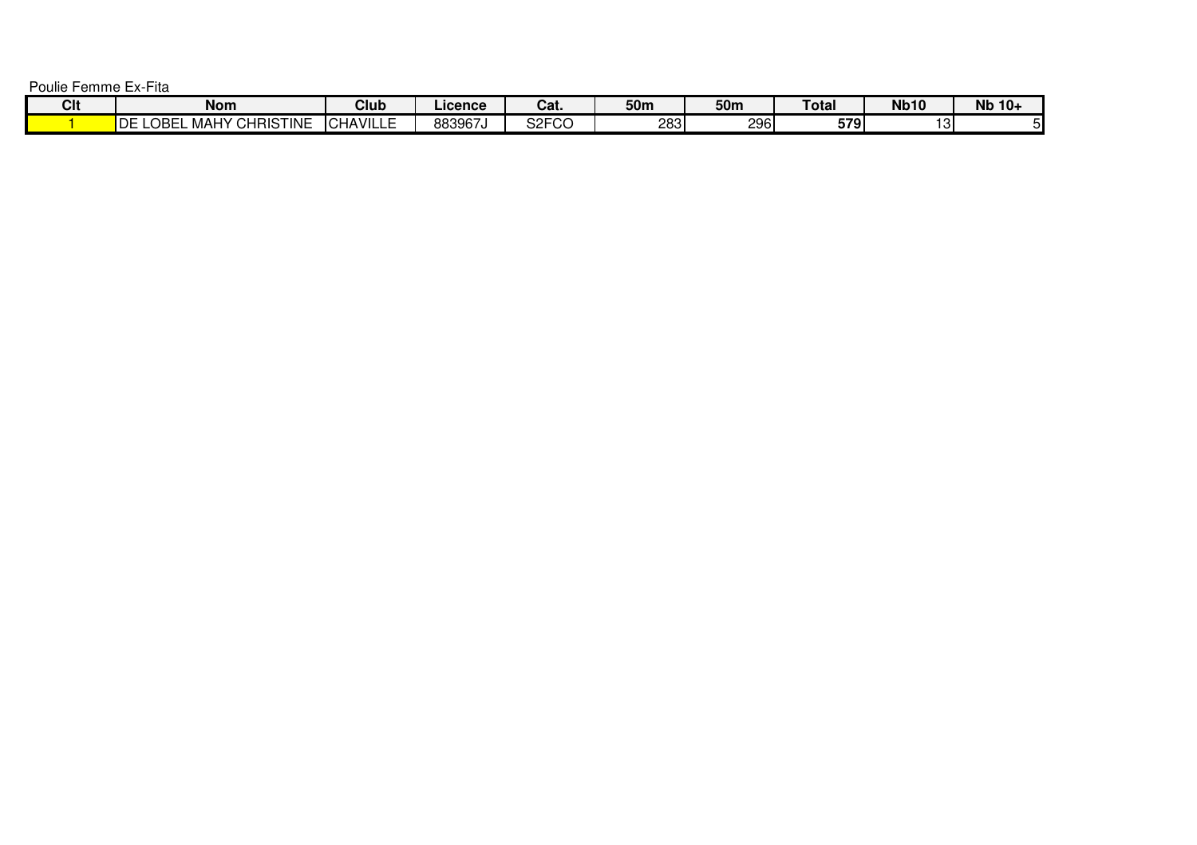Poulie Femme Ex-Fita

| Clt | Nom | Club | Licence | Cat. | 50m | 50m | Total | Nb10 | Nb 10+ |
|---|---|---|---|---|---|---|---|---|---|
| 1 | DE LOBEL MAHY CHRISTINE | CHAVILLE | 883967J | S2FCO | 283 | 296 | **579** | 13 | 5 |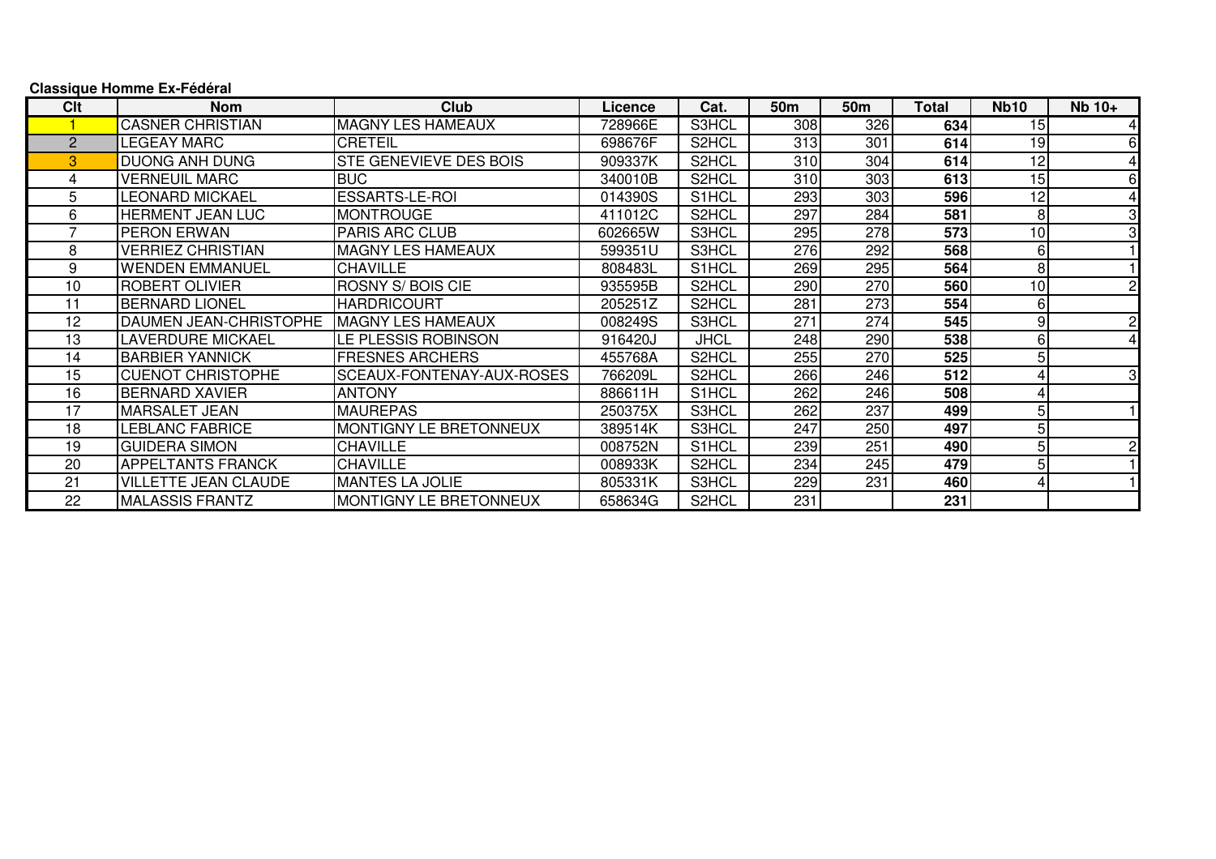**Classique Homme Ex-Fédéral**

| Clt | Nom | Club | Licence | Cat. | 50m | 50m | Total | Nb10 | Nb 10+ |
|---|---|---|---|---|---|---|---|---|---|
| 1 | CASNER CHRISTIAN | MAGNY LES HAMEAUX | 728966E | S3HCL | 308 | 326 | **634** | 15 | 4 |
| 2 | LEGEAY MARC | CRETEIL | 698676F | S2HCL | 313 | 301 | **614** | 19 | 6 |
| 3 | DUONG ANH DUNG | STE GENEVIEVE DES BOIS | 909337K | S2HCL | 310 | 304 | **614** | 12 | 4 |
| 4 | VERNEUIL MARC | BUC | 340010B | S2HCL | 310 | 303 | **613** | 15 | 6 |
| 5 | LEONARD MICKAEL | ESSARTS-LE-ROI | 014390S | S1HCL | 293 | 303 | **596** | 12 | 4 |
| 6 | HERMENT JEAN LUC | MONTROUGE | 411012C | S2HCL | 297 | 284 | **581** | 8 | 3 |
| 7 | PERON ERWAN | PARIS ARC CLUB | 602665W | S3HCL | 295 | 278 | **573** | 10 | 3 |
| 8 | VERRIEZ CHRISTIAN | MAGNY LES HAMEAUX | 599351U | S3HCL | 276 | 292 | **568** | 6 | 1 |
| 9 | WENDEN EMMANUEL | CHAVILLE | 808483L | S1HCL | 269 | 295 | **564** | 8 | 1 |
| 10 | ROBERT OLIVIER | ROSNY S/ BOIS CIE | 935595B | S2HCL | 290 | 270 | **560** | 10 | 2 |
| 11 | BERNARD LIONEL | HARDRICOURT | 205251Z | S2HCL | 281 | 273 | **554** | 6 | |
| 12 | DAUMEN JEAN-CHRISTOPHE | MAGNY LES HAMEAUX | 008249S | S3HCL | 271 | 274 | **545** | 9 | 2 |
| 13 | LAVERDURE MICKAEL | LE PLESSIS ROBINSON | 916420J | JHCL | 248 | 290 | **538** | 6 | 4 |
| 14 | BARBIER YANNICK | FRESNES ARCHERS | 455768A | S2HCL | 255 | 270 | **525** | 5 | |
| 15 | CUENOT CHRISTOPHE | SCEAUX-FONTENAY-AUX-ROSES | 766209L | S2HCL | 266 | 246 | **512** | 4 | 3 |
| 16 | BERNARD XAVIER | ANTONY | 886611H | S1HCL | 262 | 246 | **508** | 4 | |
| 17 | MARSALET JEAN | MAUREPAS | 250375X | S3HCL | 262 | 237 | **499** | 5 | 1 |
| 18 | LEBLANC FABRICE | MONTIGNY LE BRETONNEUX | 389514K | S3HCL | 247 | 250 | **497** | 5 | |
| 19 | GUIDERA SIMON | CHAVILLE | 008752N | S1HCL | 239 | 251 | **490** | 5 | 2 |
| 20 | APPELTANTS FRANCK | CHAVILLE | 008933K | S2HCL | 234 | 245 | **479** | 5 | 1 |
| 21 | VILLETTE JEAN CLAUDE | MANTES LA JOLIE | 805331K | S3HCL | 229 | 231 | **460** | 4 | 1 |
| 22 | MALASSIS FRANTZ | MONTIGNY LE BRETONNEUX | 658634G | S2HCL | 231 | | **231** | | |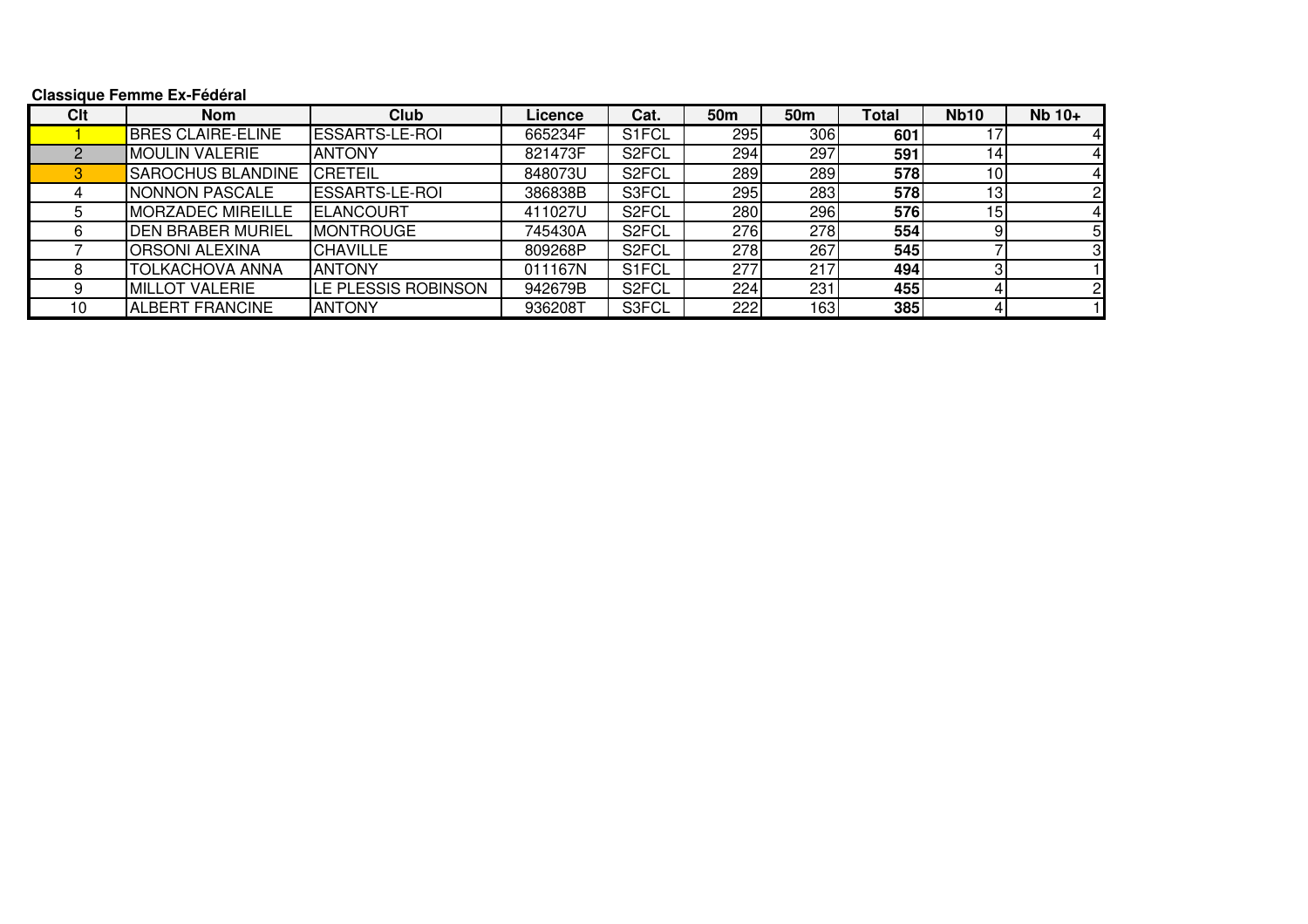**Classique Femme Ex-Fédéral**

| Clt | Nom | Club | Licence | Cat. | 50m | 50m | Total | Nb10 | Nb 10+ |
|---|---|---|---|---|---|---|---|---|---|
| 1 | BRES CLAIRE-ELINE | ESSARTS-LE-ROI | 665234F | S1FCL | 295 | 306 | **601** | 17 | 4 |
| 2 | MOULIN VALERIE | ANTONY | 821473F | S2FCL | 294 | 297 | **591** | 14 | 4 |
| 3 | SAROCHUS BLANDINE | CRETEIL | 848073U | S2FCL | 289 | 289 | **578** | 10 | 4 |
| 4 | NONNON PASCALE | ESSARTS-LE-ROI | 386838B | S3FCL | 295 | 283 | **578** | 13 | 2 |
| 5 | MORZADEC MIREILLE | ELANCOURT | 411027U | S2FCL | 280 | 296 | **576** | 15 | 4 |
| 6 | DEN BRABER MURIEL | MONTROUGE | 745430A | S2FCL | 276 | 278 | **554** | 9 | 5 |
| 7 | ORSONI ALEXINA | CHAVILLE | 809268P | S2FCL | 278 | 267 | **545** | 7 | 3 |
| 8 | TOLKACHOVA ANNA | ANTONY | 011167N | S1FCL | 277 | 217 | **494** | 3 | 1 |
| 9 | MILLOT VALERIE | LE PLESSIS ROBINSON | 942679B | S2FCL | 224 | 231 | **455** | 4 | 2 |
| 10 | ALBERT FRANCINE | ANTONY | 936208T | S3FCL | 222 | 163 | **385** | 4 | 1 |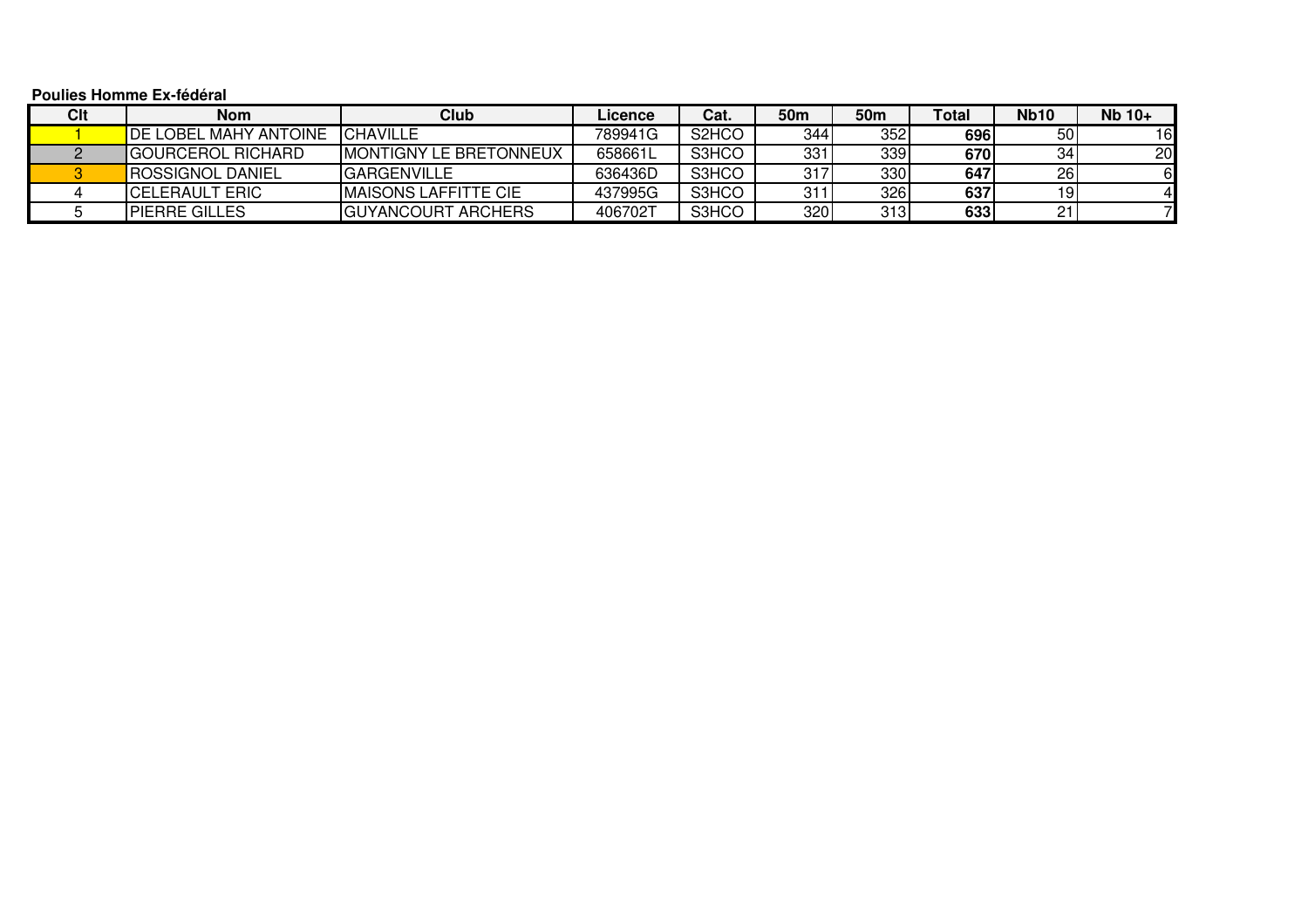**Poulies Homme Ex-fédéral**

| Clt | Nom | Club | Licence | Cat. | 50m | 50m | Total | Nb10 | Nb 10+ |
|---|---|---|---|---|---|---|---|---|---|
| 1 | DE LOBEL MAHY ANTOINE | CHAVILLE | 789941G | S2HCO | 344 | 352 | **696** | 50 | 16 |
| 2 | GOURCEROL RICHARD | MONTIGNY LE BRETONNEUX | 658661L | S3HCO | 331 | 339 | **670** | 34 | 20 |
| 3 | ROSSIGNOL DANIEL | GARGENVILLE | 636436D | S3HCO | 317 | 330 | **647** | 26 | 6 |
| 4 | CELERAULT ERIC | MAISONS LAFFITTE CIE | 437995G | S3HCO | 311 | 326 | **637** | 19 | 4 |
| 5 | PIERRE GILLES | GUYANCOURT ARCHERS | 406702T | S3HCO | 320 | 313 | **633** | 21 | 7 |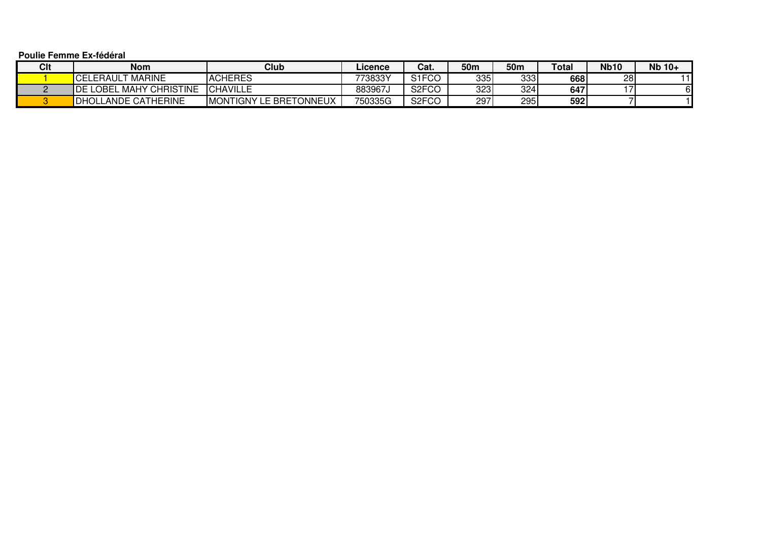**Poulie Femme Ex-fédéral**

| Clt | Nom | Club | Licence | Cat. | 50m | 50m | Total | Nb10 | Nb 10+ |
|---|---|---|---|---|---|---|---|---|---|
| 1 | CELERAULT MARINE | ACHERES | 773833Y | S1FCO | 335 | 333 | **668** | 28 | 11 |
| 2 | DE LOBEL MAHY CHRISTINE | CHAVILLE | 883967J | S2FCO | 323 | 324 | **647** | 17 | 6 |
| 3 | DHOLLANDE CATHERINE | MONTIGNY LE BRETONNEUX | 750335G | S2FCO | 297 | 295 | **592** | 7 | 1 |